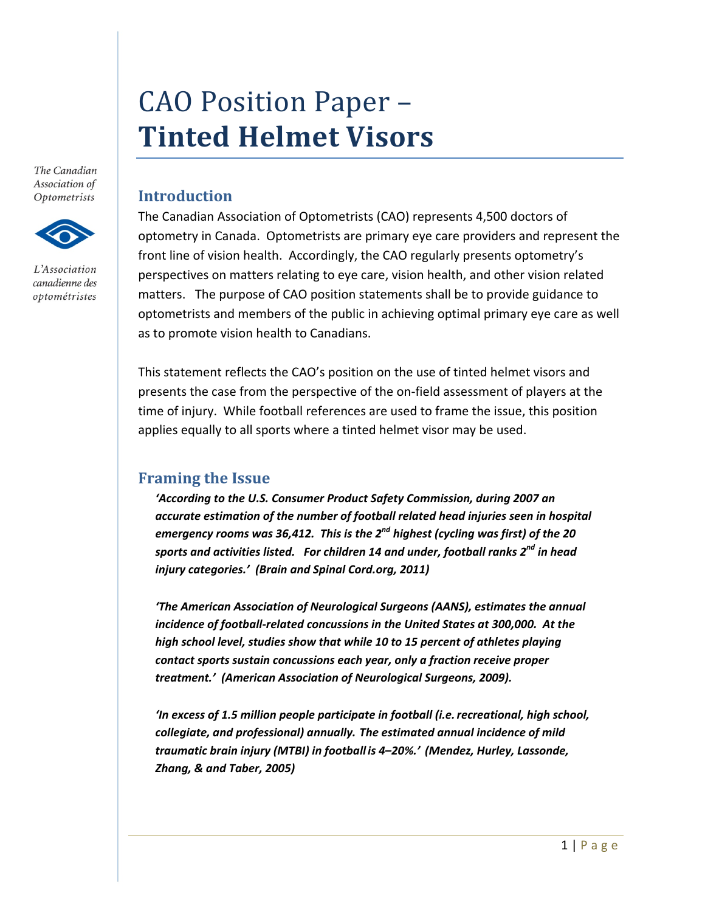# CAO Position Paper – **Tinted Helmet Visors**

The Canadian Association of Optometrists

L'Association canadienne des optométristes

## Introduction

The Canadian Association of Optometrists (CAO) represents 4,500 doctors of optometry in Canada. Optometrists are primary eye care providers and represent the front line of vision health. Accordingly, the CAO regularly presents optometry's perspectives on matters relating to eye care, vision health, and other vision related matters. The purpose of CAO position statements shall be to provide guidance to optometrists and members of the public in achieving optimal primary eye care as well as to promote vision health to Canadians.

This statement reflects the CAO's position on the use of tinted helmet visors and presents the case from the perspective of the on-field assessment of players at the time of injury. While football references are used to frame the issue, this position applies equally to all sports where a tinted helmet visor may be used.

## Framing the Issue

***'According to the U.S. Consumer Product Safety Commission, during 2007 an accurate estimation of the number of football related head injuries seen in hospital emergency rooms was 36,412. This is the 2nd highest (cycling was first) of the 20 sports and activities listed. For children 14 and under, football ranks 2nd in head injury categories.' (Brain and Spinal Cord.org, 2011)***

***'The American Association of Neurological Surgeons (AANS), estimates the annual incidence of football-related concussions in the United States at 300,000. At the high school level, studies show that while 10 to 15 percent of athletes playing contact sports sustain concussions each year, only a fraction receive proper treatment.' (American Association of Neurological Surgeons, 2009).***

***'In excess of 1.5 million people participate in football (i.e. recreational, high school, collegiate, and professional) annually. The estimated annual incidence of mild traumatic brain injury (MTBI) in football is 4–20%.' (Mendez, Hurley, Lassonde, Zhang, & and Taber, 2005)***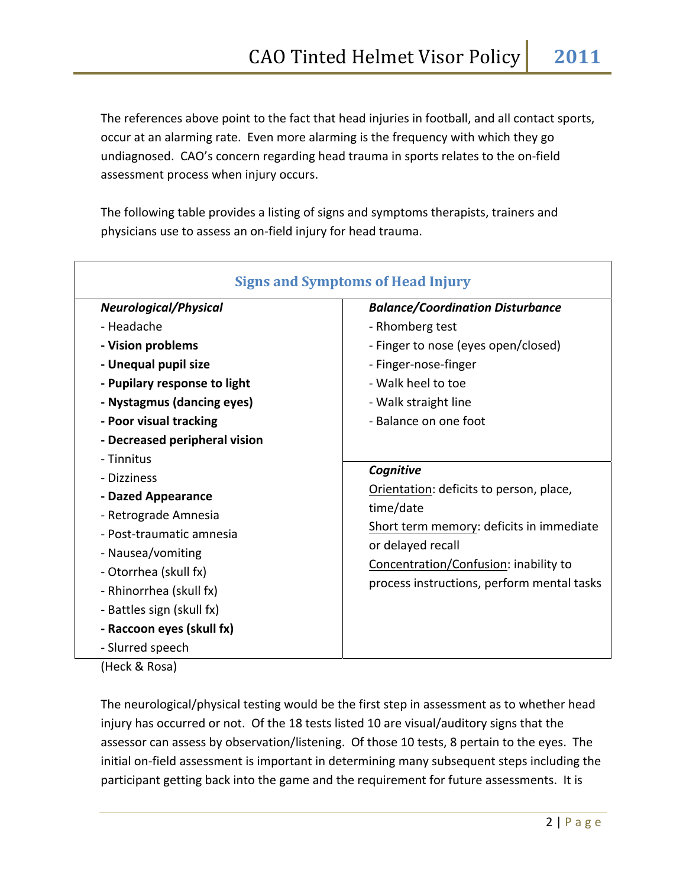The references above point to the fact that head injuries in football, and all contact sports, occur at an alarming rate. Even more alarming is the frequency with which they go undiagnosed. CAO's concern regarding head trauma in sports relates to the on-field assessment process when injury occurs.

The following table provides a listing of signs and symptoms therapists, trainers and physicians use to assess an on-field injury for head trauma.

| Signs and Symptoms of Head Injury | |
|---|---|
| ***Neurological/Physical*** | ***Balance/Coordination Disturbance*** |
| - Headache | - Rhomberg test |
| **- Vision problems** | - Finger to nose (eyes open/closed) |
| **- Unequal pupil size** | - Finger-nose-finger |
| **- Pupilary response to light** | - Walk heel to toe |
| **- Nystagmus (dancing eyes)** | - Walk straight line |
| **- Poor visual tracking** | - Balance on one foot |
| **- Decreased peripheral vision** | |
| - Tinnitus | ***Cognitive*** |
| - Dizziness | Orientation: deficits to person, place, time/date |
| **- Dazed Appearance** | Short term memory: deficits in immediate or delayed recall |
| - Retrograde Amnesia | Concentration/Confusion: inability to process instructions, perform mental tasks |
| - Post-traumatic amnesia | |
| - Nausea/vomiting | |
| - Otorrhea (skull fx) | |
| - Rhinorrhea (skull fx) | |
| - Battles sign (skull fx) | |
| **- Raccoon eyes (skull fx)** | |
| - Slurred speech | |

(Heck & Rosa)

The neurological/physical testing would be the first step in assessment as to whether head injury has occurred or not. Of the 18 tests listed 10 are visual/auditory signs that the assessor can assess by observation/listening. Of those 10 tests, 8 pertain to the eyes. The initial on-field assessment is important in determining many subsequent steps including the participant getting back into the game and the requirement for future assessments. It is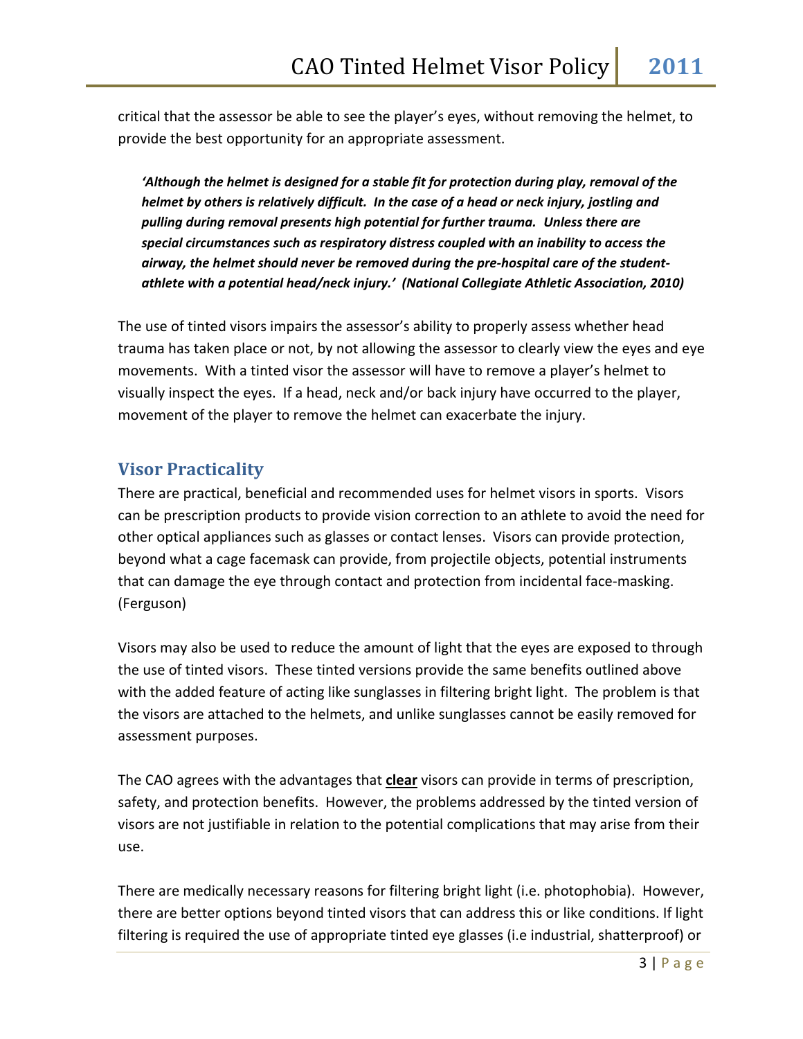critical that the assessor be able to see the player's eyes, without removing the helmet, to provide the best opportunity for an appropriate assessment.

> ***'Although the helmet is designed for a stable fit for protection during play, removal of the helmet by others is relatively difficult. In the case of a head or neck injury, jostling and pulling during removal presents high potential for further trauma. Unless there are special circumstances such as respiratory distress coupled with an inability to access the airway, the helmet should never be removed during the pre-hospital care of the student-athlete with a potential head/neck injury.' (National Collegiate Athletic Association, 2010)***

The use of tinted visors impairs the assessor's ability to properly assess whether head trauma has taken place or not, by not allowing the assessor to clearly view the eyes and eye movements. With a tinted visor the assessor will have to remove a player's helmet to visually inspect the eyes. If a head, neck and/or back injury have occurred to the player, movement of the player to remove the helmet can exacerbate the injury.

## Visor Practicality

There are practical, beneficial and recommended uses for helmet visors in sports. Visors can be prescription products to provide vision correction to an athlete to avoid the need for other optical appliances such as glasses or contact lenses. Visors can provide protection, beyond what a cage facemask can provide, from projectile objects, potential instruments that can damage the eye through contact and protection from incidental face-masking. (Ferguson)

Visors may also be used to reduce the amount of light that the eyes are exposed to through the use of tinted visors. These tinted versions provide the same benefits outlined above with the added feature of acting like sunglasses in filtering bright light. The problem is that the visors are attached to the helmets, and unlike sunglasses cannot be easily removed for assessment purposes.

The CAO agrees with the advantages that **clear** visors can provide in terms of prescription, safety, and protection benefits. However, the problems addressed by the tinted version of visors are not justifiable in relation to the potential complications that may arise from their use.

There are medically necessary reasons for filtering bright light (i.e. photophobia). However, there are better options beyond tinted visors that can address this or like conditions. If light filtering is required the use of appropriate tinted eye glasses (i.e industrial, shatterproof) or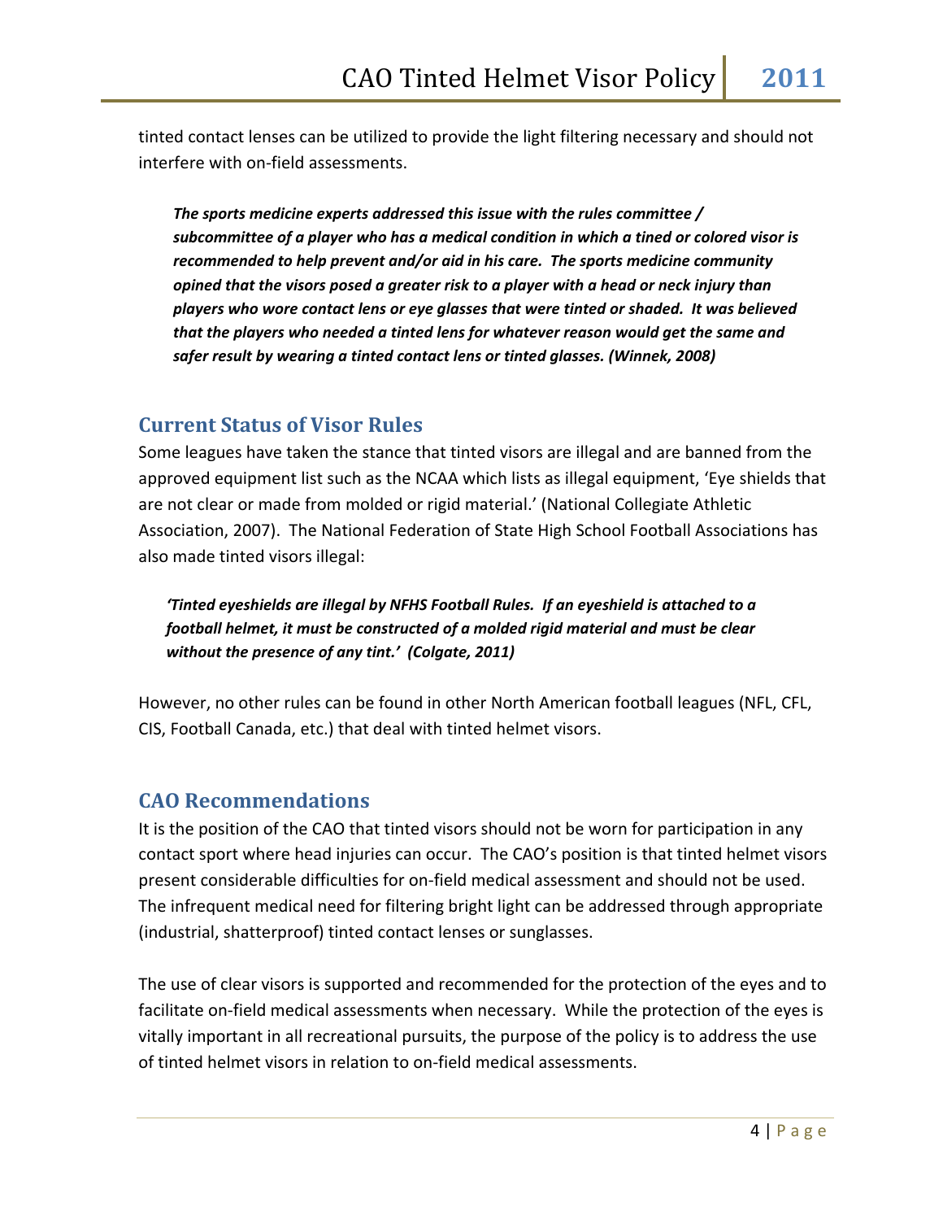tinted contact lenses can be utilized to provide the light filtering necessary and should not interfere with on-field assessments.

> ***The sports medicine experts addressed this issue with the rules committee / subcommittee of a player who has a medical condition in which a tined or colored visor is recommended to help prevent and/or aid in his care. The sports medicine community opined that the visors posed a greater risk to a player with a head or neck injury than players who wore contact lens or eye glasses that were tinted or shaded. It was believed that the players who needed a tinted lens for whatever reason would get the same and safer result by wearing a tinted contact lens or tinted glasses. (Winnek, 2008)***

## Current Status of Visor Rules

Some leagues have taken the stance that tinted visors are illegal and are banned from the approved equipment list such as the NCAA which lists as illegal equipment, 'Eye shields that are not clear or made from molded or rigid material.' (National Collegiate Athletic Association, 2007). The National Federation of State High School Football Associations has also made tinted visors illegal:

> ***'Tinted eyeshields are illegal by NFHS Football Rules. If an eyeshield is attached to a football helmet, it must be constructed of a molded rigid material and must be clear without the presence of any tint.' (Colgate, 2011)***

However, no other rules can be found in other North American football leagues (NFL, CFL, CIS, Football Canada, etc.) that deal with tinted helmet visors.

## CAO Recommendations

It is the position of the CAO that tinted visors should not be worn for participation in any contact sport where head injuries can occur. The CAO's position is that tinted helmet visors present considerable difficulties for on-field medical assessment and should not be used. The infrequent medical need for filtering bright light can be addressed through appropriate (industrial, shatterproof) tinted contact lenses or sunglasses.

The use of clear visors is supported and recommended for the protection of the eyes and to facilitate on-field medical assessments when necessary. While the protection of the eyes is vitally important in all recreational pursuits, the purpose of the policy is to address the use of tinted helmet visors in relation to on-field medical assessments.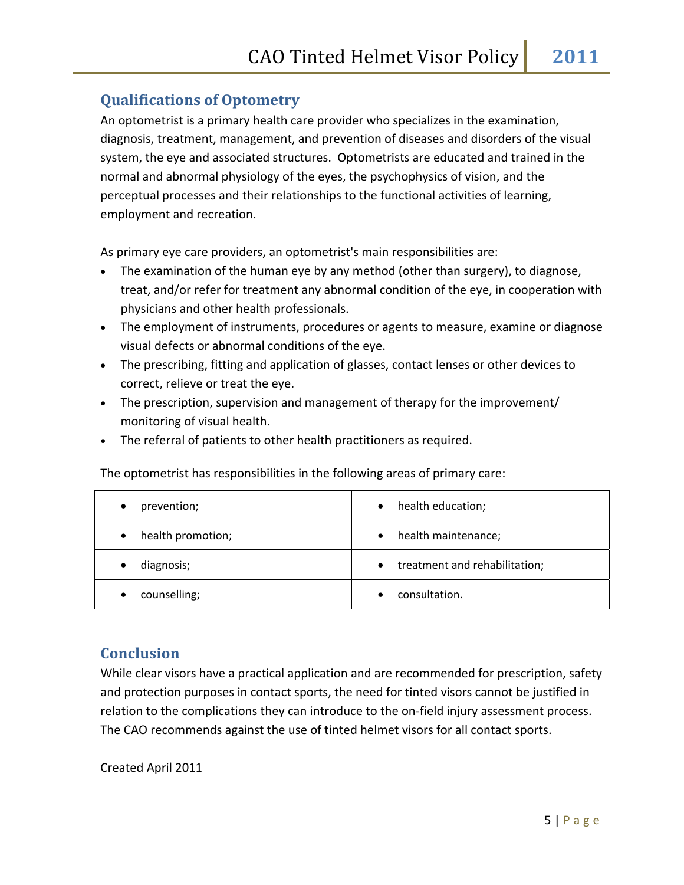## Qualifications of Optometry

An optometrist is a primary health care provider who specializes in the examination, diagnosis, treatment, management, and prevention of diseases and disorders of the visual system, the eye and associated structures. Optometrists are educated and trained in the normal and abnormal physiology of the eyes, the psychophysics of vision, and the perceptual processes and their relationships to the functional activities of learning, employment and recreation.

As primary eye care providers, an optometrist's main responsibilities are:

- The examination of the human eye by any method (other than surgery), to diagnose, treat, and/or refer for treatment any abnormal condition of the eye, in cooperation with physicians and other health professionals.
- The employment of instruments, procedures or agents to measure, examine or diagnose visual defects or abnormal conditions of the eye.
- The prescribing, fitting and application of glasses, contact lenses or other devices to correct, relieve or treat the eye.
- The prescription, supervision and management of therapy for the improvement/ monitoring of visual health.
- The referral of patients to other health practitioners as required.

The optometrist has responsibilities in the following areas of primary care:

| | |
|---|---|
| • prevention; | • health education; |
| • health promotion; | • health maintenance; |
| • diagnosis; | • treatment and rehabilitation; |
| • counselling; | • consultation. |

## Conclusion

While clear visors have a practical application and are recommended for prescription, safety and protection purposes in contact sports, the need for tinted visors cannot be justified in relation to the complications they can introduce to the on-field injury assessment process. The CAO recommends against the use of tinted helmet visors for all contact sports.

Created April 2011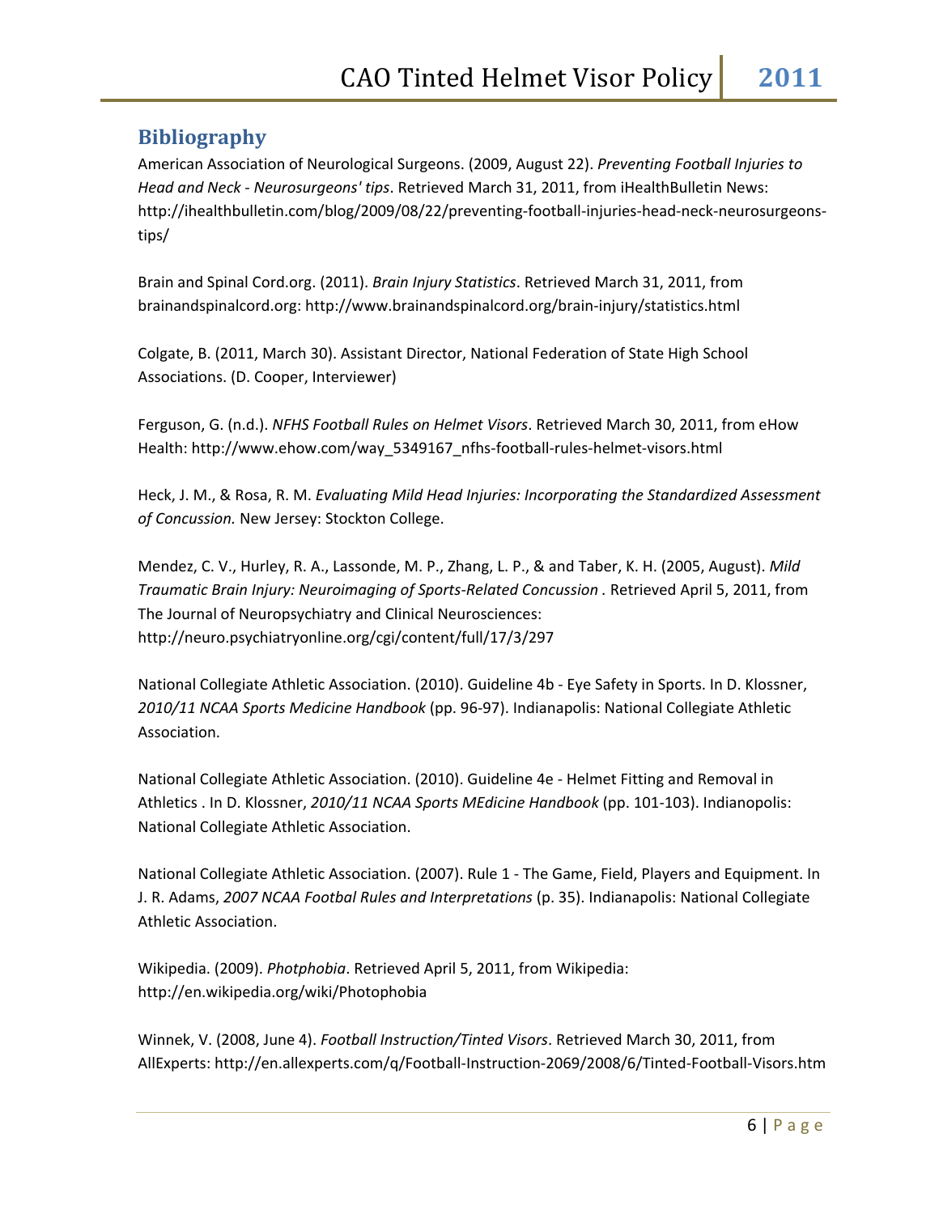## Bibliography

American Association of Neurological Surgeons. (2009, August 22). *Preventing Football Injuries to Head and Neck - Neurosurgeons' tips*. Retrieved March 31, 2011, from iHealthBulletin News: http://ihealthbulletin.com/blog/2009/08/22/preventing-football-injuries-head-neck-neurosurgeons-tips/

Brain and Spinal Cord.org. (2011). *Brain Injury Statistics*. Retrieved March 31, 2011, from brainandspinalcord.org: http://www.brainandspinalcord.org/brain-injury/statistics.html

Colgate, B. (2011, March 30). Assistant Director, National Federation of State High School Associations. (D. Cooper, Interviewer)

Ferguson, G. (n.d.). *NFHS Football Rules on Helmet Visors*. Retrieved March 30, 2011, from eHow Health: http://www.ehow.com/way_5349167_nfhs-football-rules-helmet-visors.html

Heck, J. M., & Rosa, R. M. *Evaluating Mild Head Injuries: Incorporating the Standardized Assessment of Concussion.* New Jersey: Stockton College.

Mendez, C. V., Hurley, R. A., Lassonde, M. P., Zhang, L. P., & and Taber, K. H. (2005, August). *Mild Traumatic Brain Injury: Neuroimaging of Sports-Related Concussion .* Retrieved April 5, 2011, from The Journal of Neuropsychiatry and Clinical Neurosciences: http://neuro.psychiatryonline.org/cgi/content/full/17/3/297

National Collegiate Athletic Association. (2010). Guideline 4b - Eye Safety in Sports. In D. Klossner, *2010/11 NCAA Sports Medicine Handbook* (pp. 96-97). Indianapolis: National Collegiate Athletic Association.

National Collegiate Athletic Association. (2010). Guideline 4e - Helmet Fitting and Removal in Athletics . In D. Klossner, *2010/11 NCAA Sports MEdicine Handbook* (pp. 101-103). Indianopolis: National Collegiate Athletic Association.

National Collegiate Athletic Association. (2007). Rule 1 - The Game, Field, Players and Equipment. In J. R. Adams, *2007 NCAA Footbal Rules and Interpretations* (p. 35). Indianapolis: National Collegiate Athletic Association.

Wikipedia. (2009). *Photphobia*. Retrieved April 5, 2011, from Wikipedia: http://en.wikipedia.org/wiki/Photophobia

Winnek, V. (2008, June 4). *Football Instruction/Tinted Visors*. Retrieved March 30, 2011, from AllExperts: http://en.allexperts.com/q/Football-Instruction-2069/2008/6/Tinted-Football-Visors.htm